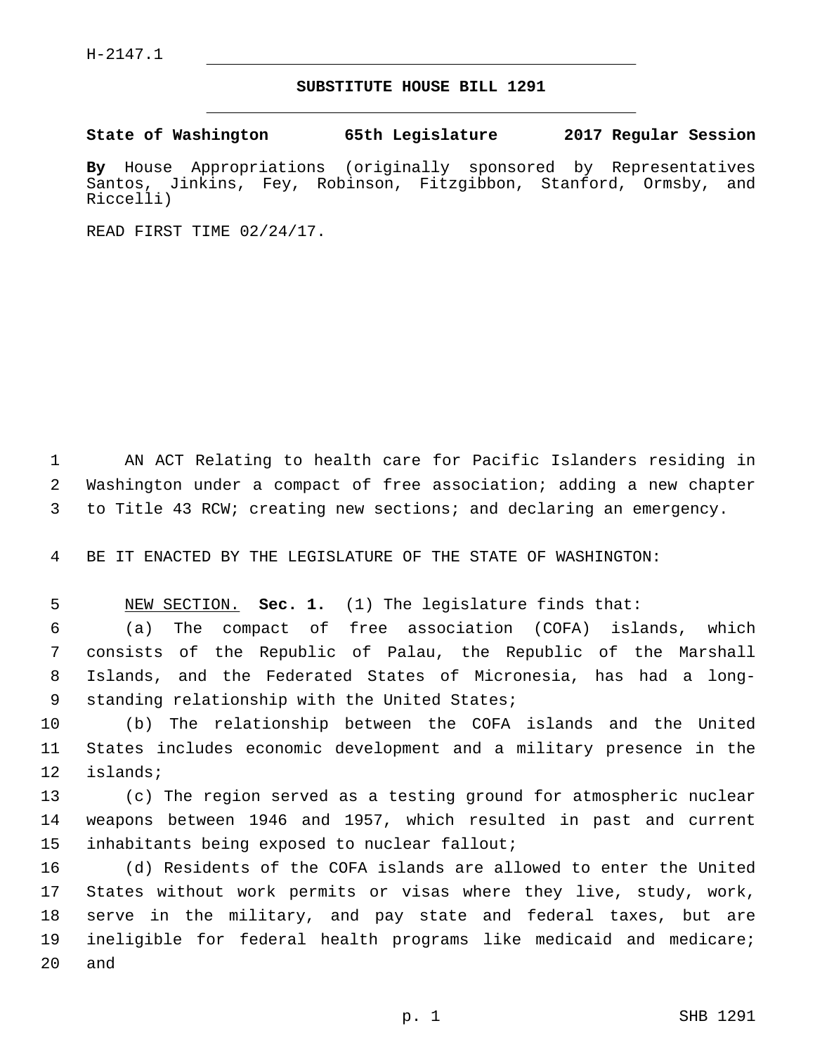H-2147.1

# SUBSTITUTE HOUSE BILL 1291

**State of Washington 65th Legislature 2017 Regular Session**

**By** House Appropriations (originally sponsored by Representatives Santos, Jinkins, Fey, Robinson, Fitzgibbon, Stanford, Ormsby, and Riccelli)

READ FIRST TIME 02/24/17.

AN ACT Relating to health care for Pacific Islanders residing in Washington under a compact of free association; adding a new chapter to Title 43 RCW; creating new sections; and declaring an emergency.

BE IT ENACTED BY THE LEGISLATURE OF THE STATE OF WASHINGTON:

NEW SECTION. **Sec. 1.** (1) The legislature finds that:

(a) The compact of free association (COFA) islands, which consists of the Republic of Palau, the Republic of the Marshall Islands, and the Federated States of Micronesia, has had a long-standing relationship with the United States;

(b) The relationship between the COFA islands and the United States includes economic development and a military presence in the islands;

(c) The region served as a testing ground for atmospheric nuclear weapons between 1946 and 1957, which resulted in past and current inhabitants being exposed to nuclear fallout;

(d) Residents of the COFA islands are allowed to enter the United States without work permits or visas where they live, study, work, serve in the military, and pay state and federal taxes, but are ineligible for federal health programs like medicaid and medicare; and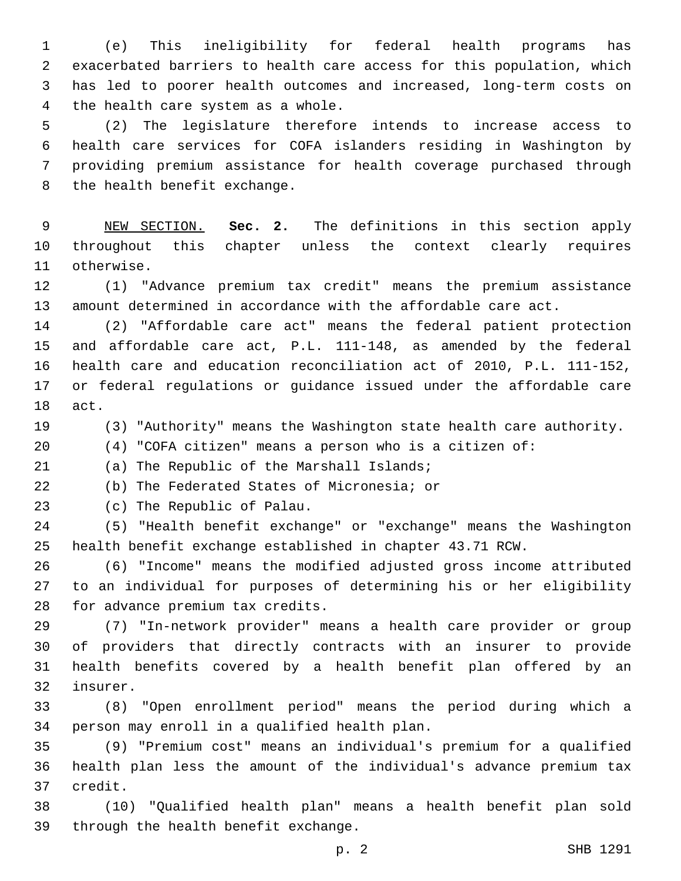(e) This ineligibility for federal health programs has exacerbated barriers to health care access for this population, which has led to poorer health outcomes and increased, long-term costs on the health care system as a whole.

(2) The legislature therefore intends to increase access to health care services for COFA islanders residing in Washington by providing premium assistance for health coverage purchased through the health benefit exchange.

NEW SECTION. **Sec. 2.** The definitions in this section apply throughout this chapter unless the context clearly requires otherwise.

(1) "Advance premium tax credit" means the premium assistance amount determined in accordance with the affordable care act.

(2) "Affordable care act" means the federal patient protection and affordable care act, P.L. 111-148, as amended by the federal health care and education reconciliation act of 2010, P.L. 111-152, or federal regulations or guidance issued under the affordable care act.

(3) "Authority" means the Washington state health care authority.

(4) "COFA citizen" means a person who is a citizen of:

(a) The Republic of the Marshall Islands;

(b) The Federated States of Micronesia; or

(c) The Republic of Palau.

(5) "Health benefit exchange" or "exchange" means the Washington health benefit exchange established in chapter 43.71 RCW.

(6) "Income" means the modified adjusted gross income attributed to an individual for purposes of determining his or her eligibility for advance premium tax credits.

(7) "In-network provider" means a health care provider or group of providers that directly contracts with an insurer to provide health benefits covered by a health benefit plan offered by an insurer.

(8) "Open enrollment period" means the period during which a person may enroll in a qualified health plan.

(9) "Premium cost" means an individual's premium for a qualified health plan less the amount of the individual's advance premium tax credit.

(10) "Qualified health plan" means a health benefit plan sold through the health benefit exchange.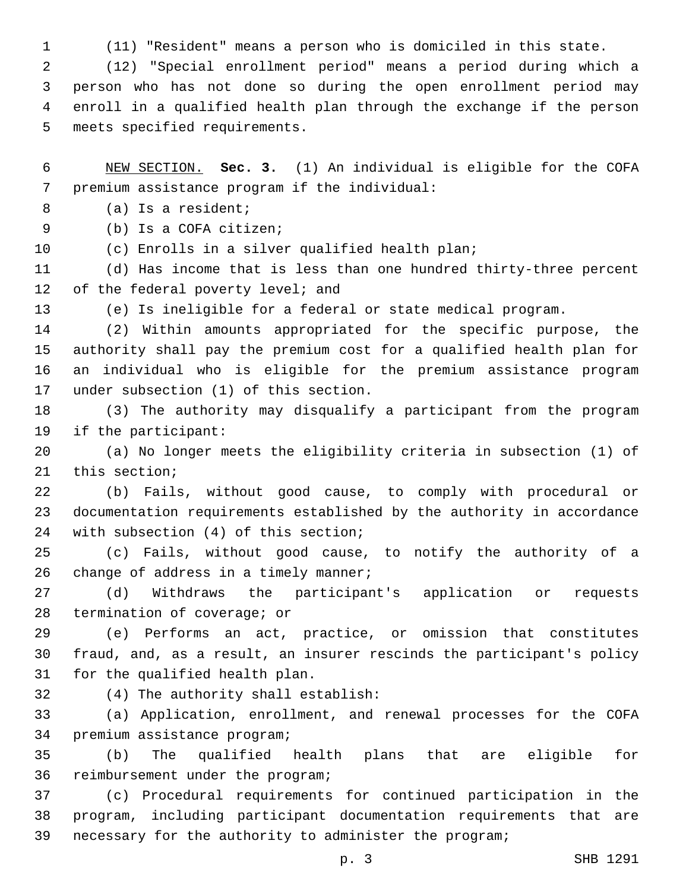(11) "Resident" means a person who is domiciled in this state.

(12) "Special enrollment period" means a period during which a person who has not done so during the open enrollment period may enroll in a qualified health plan through the exchange if the person meets specified requirements.

NEW SECTION. **Sec. 3.** (1) An individual is eligible for the COFA premium assistance program if the individual:

(a) Is a resident;

(b) Is a COFA citizen;

(c) Enrolls in a silver qualified health plan;

(d) Has income that is less than one hundred thirty-three percent of the federal poverty level; and

(e) Is ineligible for a federal or state medical program.

(2) Within amounts appropriated for the specific purpose, the authority shall pay the premium cost for a qualified health plan for an individual who is eligible for the premium assistance program under subsection (1) of this section.

(3) The authority may disqualify a participant from the program if the participant:

(a) No longer meets the eligibility criteria in subsection (1) of this section;

(b) Fails, without good cause, to comply with procedural or documentation requirements established by the authority in accordance with subsection (4) of this section;

(c) Fails, without good cause, to notify the authority of a change of address in a timely manner;

(d) Withdraws the participant's application or requests termination of coverage; or

(e) Performs an act, practice, or omission that constitutes fraud, and, as a result, an insurer rescinds the participant's policy for the qualified health plan.

(4) The authority shall establish:

(a) Application, enrollment, and renewal processes for the COFA premium assistance program;

(b) The qualified health plans that are eligible for reimbursement under the program;

(c) Procedural requirements for continued participation in the program, including participant documentation requirements that are necessary for the authority to administer the program;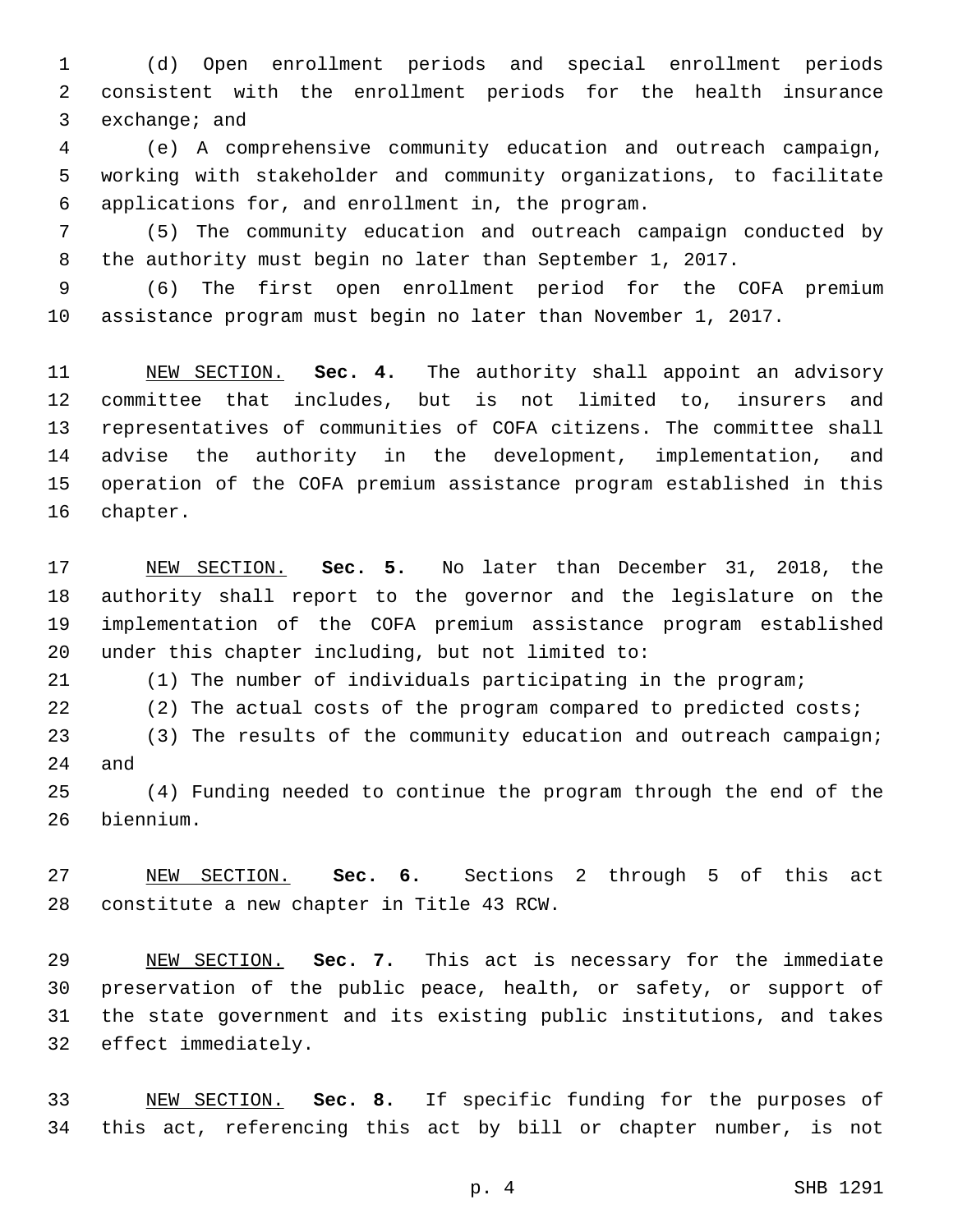(d) Open enrollment periods and special enrollment periods consistent with the enrollment periods for the health insurance exchange; and

(e) A comprehensive community education and outreach campaign, working with stakeholder and community organizations, to facilitate applications for, and enrollment in, the program.

(5) The community education and outreach campaign conducted by the authority must begin no later than September 1, 2017.

(6) The first open enrollment period for the COFA premium assistance program must begin no later than November 1, 2017.

NEW SECTION. **Sec. 4.** The authority shall appoint an advisory committee that includes, but is not limited to, insurers and representatives of communities of COFA citizens. The committee shall advise the authority in the development, implementation, and operation of the COFA premium assistance program established in this chapter.

NEW SECTION. **Sec. 5.** No later than December 31, 2018, the authority shall report to the governor and the legislature on the implementation of the COFA premium assistance program established under this chapter including, but not limited to:

(1) The number of individuals participating in the program;

(2) The actual costs of the program compared to predicted costs;

(3) The results of the community education and outreach campaign; and

(4) Funding needed to continue the program through the end of the biennium.

NEW SECTION. **Sec. 6.** Sections 2 through 5 of this act constitute a new chapter in Title 43 RCW.

NEW SECTION. **Sec. 7.** This act is necessary for the immediate preservation of the public peace, health, or safety, or support of the state government and its existing public institutions, and takes effect immediately.

NEW SECTION. **Sec. 8.** If specific funding for the purposes of this act, referencing this act by bill or chapter number, is not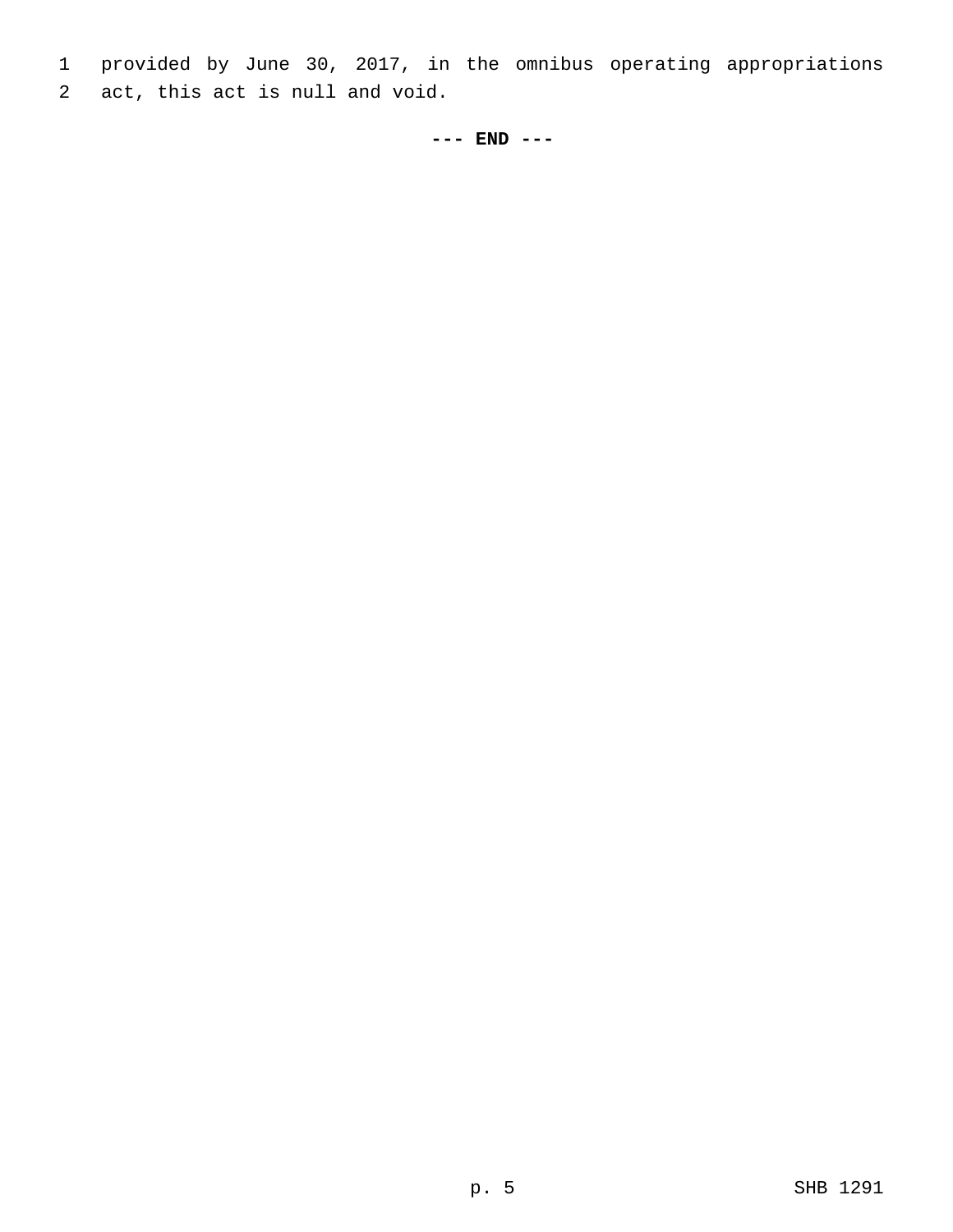provided by June 30, 2017, in the omnibus operating appropriations act, this act is null and void.

**--- END ---**